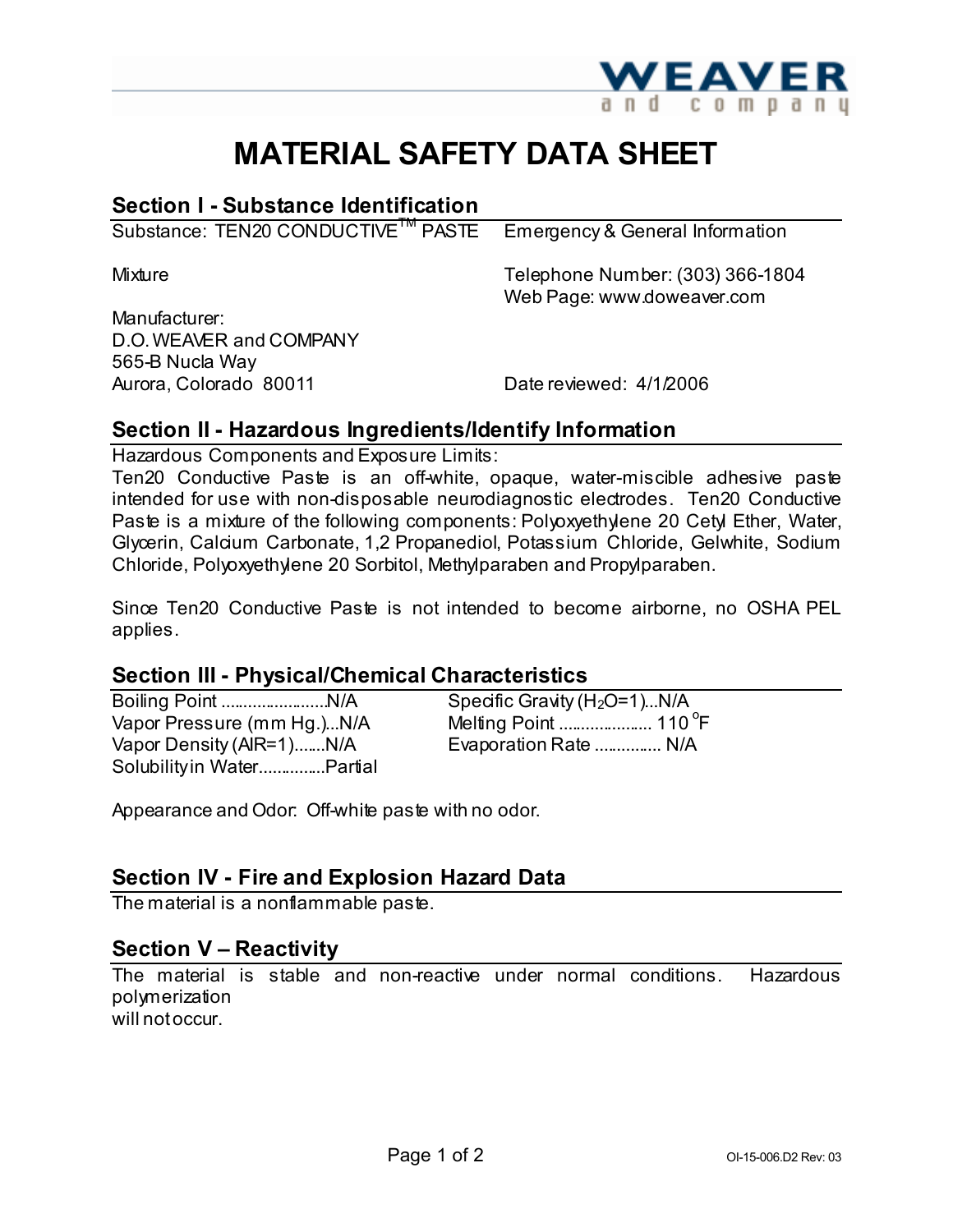WEAVER and company

# MATERIAL SAFETY DATA SHEET

## Section I - Substance Identification

Substance: TEN20 CONDUCTIVE™ PASTE

Mixture

Manufacturer:
D.O. WEAVER and COMPANY
565-B Nucla Way
Aurora, Colorado 80011

Emergency & General Information

Telephone Number: (303) 366-1804
Web Page: www.doweaver.com

Date reviewed: 4/1/2006

## Section II - Hazardous Ingredients/Identify Information

Hazardous Components and Exposure Limits:
Ten20 Conductive Paste is an off-white, opaque, water-miscible adhesive paste intended for use with non-disposable neurodiagnostic electrodes. Ten20 Conductive Paste is a mixture of the following components: Polyoxyethylene 20 Cetyl Ether, Water, Glycerin, Calcium Carbonate, 1,2 Propanediol, Potassium Chloride, Gelwhite, Sodium Chloride, Polyoxyethylene 20 Sorbitol, Methylparaben and Propylparaben.

Since Ten20 Conductive Paste is not intended to become airborne, no OSHA PEL applies.

## Section III - Physical/Chemical Characteristics

Boiling Point .......................N/A
Vapor Pressure (mm Hg.)...N/A
Vapor Density (AIR=1).......N/A
Solubility in Water..............Partial

Specific Gravity ($H_2O$=1)...N/A
Melting Point .................... 110 °F
Evaporation Rate .............. N/A

Appearance and Odor: Off-white paste with no odor.

## Section IV - Fire and Explosion Hazard Data

The material is a nonflammable paste.

## Section V – Reactivity

The material is stable and non-reactive under normal conditions. Hazardous polymerization
will not occur.

OI-15-006.D2 Rev: 03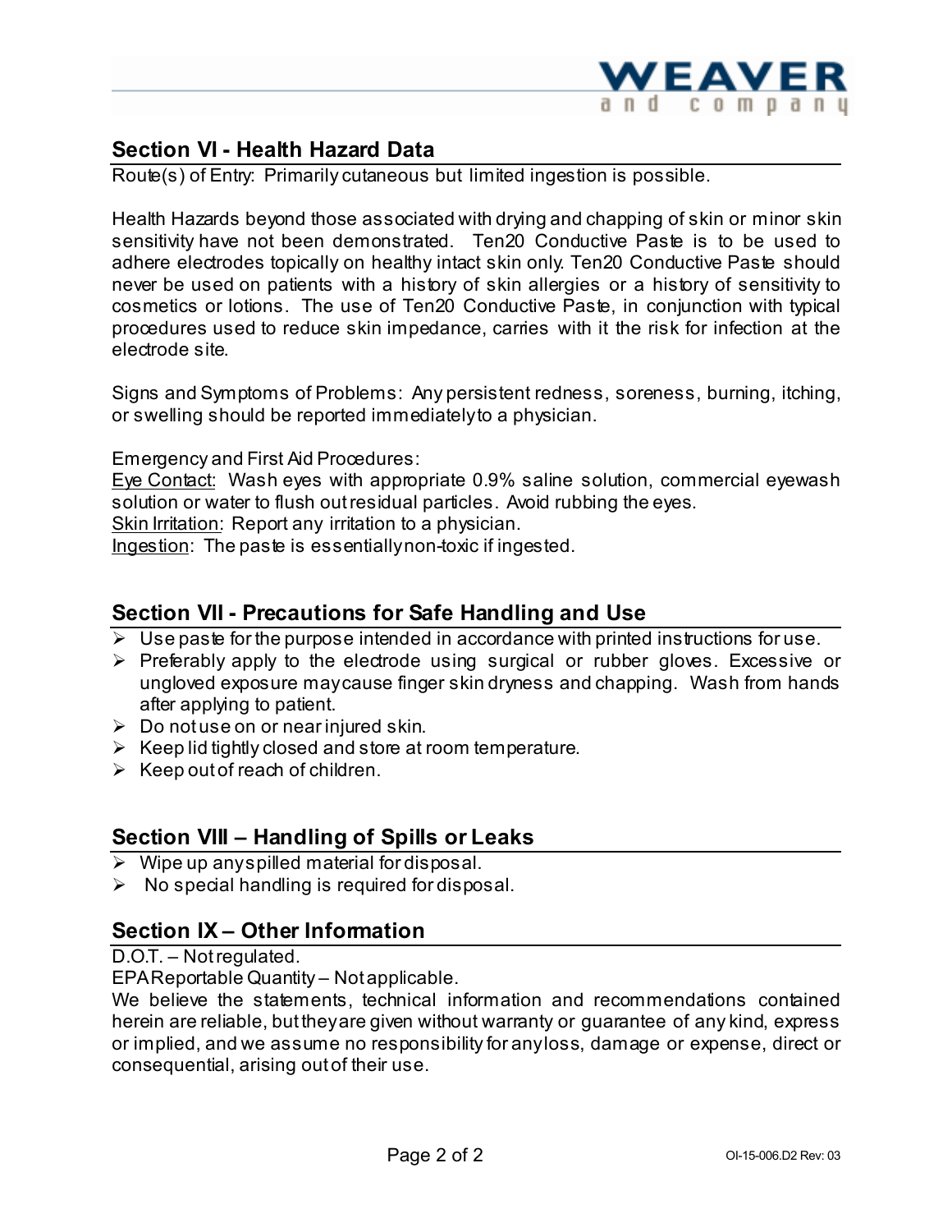## Section VI - Health Hazard Data

Route(s) of Entry: Primarily cutaneous but limited ingestion is possible.

Health Hazards beyond those associated with drying and chapping of skin or minor skin sensitivity have not been demonstrated. Ten20 Conductive Paste is to be used to adhere electrodes topically on healthy intact skin only. Ten20 Conductive Paste should never be used on patients with a history of skin allergies or a history of sensitivity to cosmetics or lotions. The use of Ten20 Conductive Paste, in conjunction with typical procedures used to reduce skin impedance, carries with it the risk for infection at the electrode site.

Signs and Symptoms of Problems: Any persistent redness, soreness, burning, itching, or swelling should be reported immediately to a physician.

Emergency and First Aid Procedures:
<u>Eye Contact</u>: Wash eyes with appropriate 0.9% saline solution, commercial eyewash solution or water to flush out residual particles. Avoid rubbing the eyes.
<u>Skin Irritation</u>: Report any irritation to a physician.
<u>Ingestion</u>: The paste is essentially non-toxic if ingested.

## Section VII - Precautions for Safe Handling and Use

- Use paste for the purpose intended in accordance with printed instructions for use.
- Preferably apply to the electrode using surgical or rubber gloves. Excessive or ungloved exposure may cause finger skin dryness and chapping. Wash from hands after applying to patient.
- Do not use on or near injured skin.
- Keep lid tightly closed and store at room temperature.
- Keep out of reach of children.

## Section VIII – Handling of Spills or Leaks

- Wipe up any spilled material for disposal.
- No special handling is required for disposal.

## Section IX – Other Information

D.O.T. – Not regulated.
EPA Reportable Quantity – Not applicable.
We believe the statements, technical information and recommendations contained herein are reliable, but they are given without warranty or guarantee of any kind, express or implied, and we assume no responsibility for any loss, damage or expense, direct or consequential, arising out of their use.